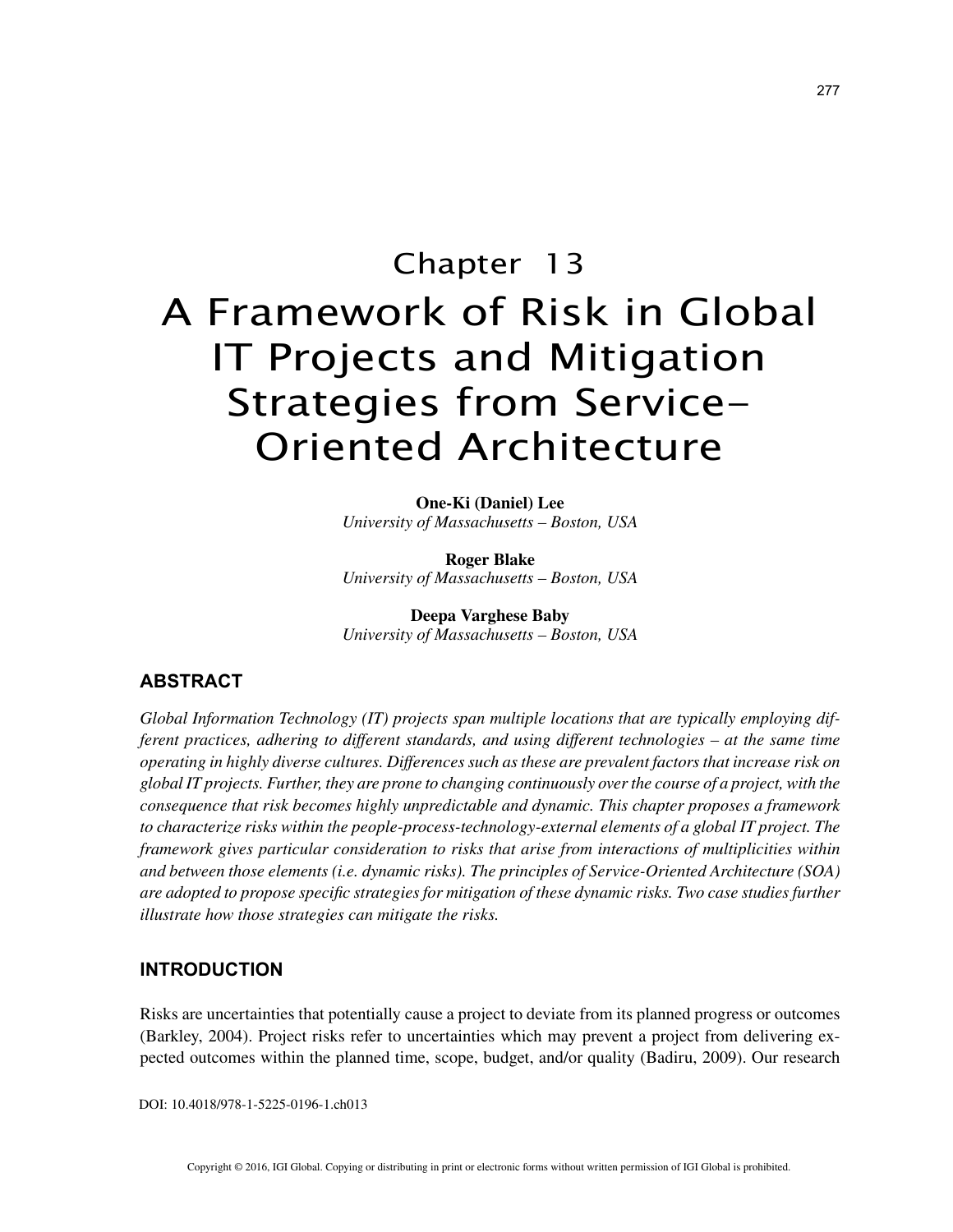# Chapter 13

# A Framework of Risk in Global IT Projects and Mitigation Strategies from Service-Oriented Architecture

**One-Ki (Daniel) Lee**
*University of Massachusetts – Boston, USA*

**Roger Blake**
*University of Massachusetts – Boston, USA*

**Deepa Varghese Baby**
*University of Massachusetts – Boston, USA*

## ABSTRACT

*Global Information Technology (IT) projects span multiple locations that are typically employing different practices, adhering to different standards, and using different technologies – at the same time operating in highly diverse cultures. Differences such as these are prevalent factors that increase risk on global IT projects. Further, they are prone to changing continuously over the course of a project, with the consequence that risk becomes highly unpredictable and dynamic. This chapter proposes a framework to characterize risks within the people-process-technology-external elements of a global IT project. The framework gives particular consideration to risks that arise from interactions of multiplicities within and between those elements (i.e. dynamic risks). The principles of Service-Oriented Architecture (SOA) are adopted to propose specific strategies for mitigation of these dynamic risks. Two case studies further illustrate how those strategies can mitigate the risks.*

## INTRODUCTION

Risks are uncertainties that potentially cause a project to deviate from its planned progress or outcomes (Barkley, 2004). Project risks refer to uncertainties which may prevent a project from delivering expected outcomes within the planned time, scope, budget, and/or quality (Badiru, 2009). Our research

DOI: 10.4018/978-1-5225-0196-1.ch013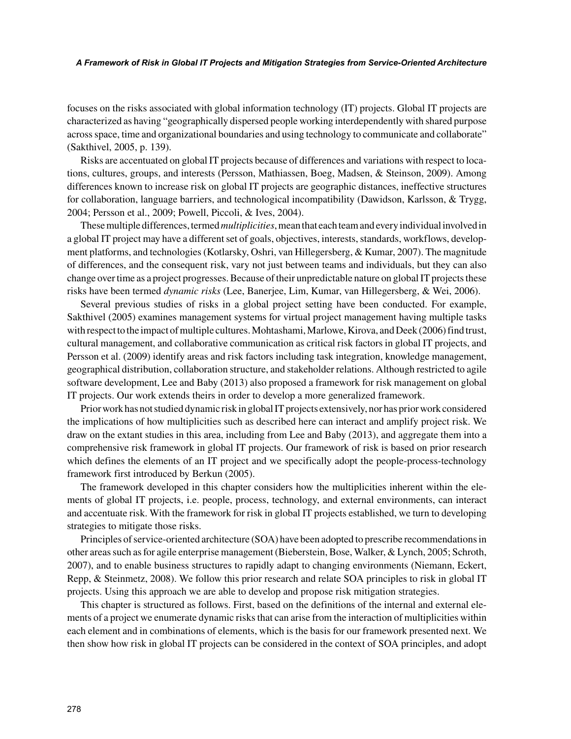focuses on the risks associated with global information technology (IT) projects. Global IT projects are characterized as having "geographically dispersed people working interdependently with shared purpose across space, time and organizational boundaries and using technology to communicate and collaborate" (Sakthivel, 2005, p. 139).

Risks are accentuated on global IT projects because of differences and variations with respect to locations, cultures, groups, and interests (Persson, Mathiassen, Boeg, Madsen, & Steinson, 2009). Among differences known to increase risk on global IT projects are geographic distances, ineffective structures for collaboration, language barriers, and technological incompatibility (Dawidson, Karlsson, & Trygg, 2004; Persson et al., 2009; Powell, Piccoli, & Ives, 2004).

These multiple differences, termed *multiplicities*, mean that each team and every individual involved in a global IT project may have a different set of goals, objectives, interests, standards, workflows, development platforms, and technologies (Kotlarsky, Oshri, van Hillegersberg, & Kumar, 2007). The magnitude of differences, and the consequent risk, vary not just between teams and individuals, but they can also change over time as a project progresses. Because of their unpredictable nature on global IT projects these risks have been termed *dynamic risks* (Lee, Banerjee, Lim, Kumar, van Hillegersberg, & Wei, 2006).

Several previous studies of risks in a global project setting have been conducted. For example, Sakthivel (2005) examines management systems for virtual project management having multiple tasks with respect to the impact of multiple cultures. Mohtashami, Marlowe, Kirova, and Deek (2006) find trust, cultural management, and collaborative communication as critical risk factors in global IT projects, and Persson et al. (2009) identify areas and risk factors including task integration, knowledge management, geographical distribution, collaboration structure, and stakeholder relations. Although restricted to agile software development, Lee and Baby (2013) also proposed a framework for risk management on global IT projects. Our work extends theirs in order to develop a more generalized framework.

Prior work has not studied dynamic risk in global IT projects extensively, nor has prior work considered the implications of how multiplicities such as described here can interact and amplify project risk. We draw on the extant studies in this area, including from Lee and Baby (2013), and aggregate them into a comprehensive risk framework in global IT projects. Our framework of risk is based on prior research which defines the elements of an IT project and we specifically adopt the people-process-technology framework first introduced by Berkun (2005).

The framework developed in this chapter considers how the multiplicities inherent within the elements of global IT projects, i.e. people, process, technology, and external environments, can interact and accentuate risk. With the framework for risk in global IT projects established, we turn to developing strategies to mitigate those risks.

Principles of service-oriented architecture (SOA) have been adopted to prescribe recommendations in other areas such as for agile enterprise management (Bieberstein, Bose, Walker, & Lynch, 2005; Schroth, 2007), and to enable business structures to rapidly adapt to changing environments (Niemann, Eckert, Repp, & Steinmetz, 2008). We follow this prior research and relate SOA principles to risk in global IT projects. Using this approach we are able to develop and propose risk mitigation strategies.

This chapter is structured as follows. First, based on the definitions of the internal and external elements of a project we enumerate dynamic risks that can arise from the interaction of multiplicities within each element and in combinations of elements, which is the basis for our framework presented next. We then show how risk in global IT projects can be considered in the context of SOA principles, and adopt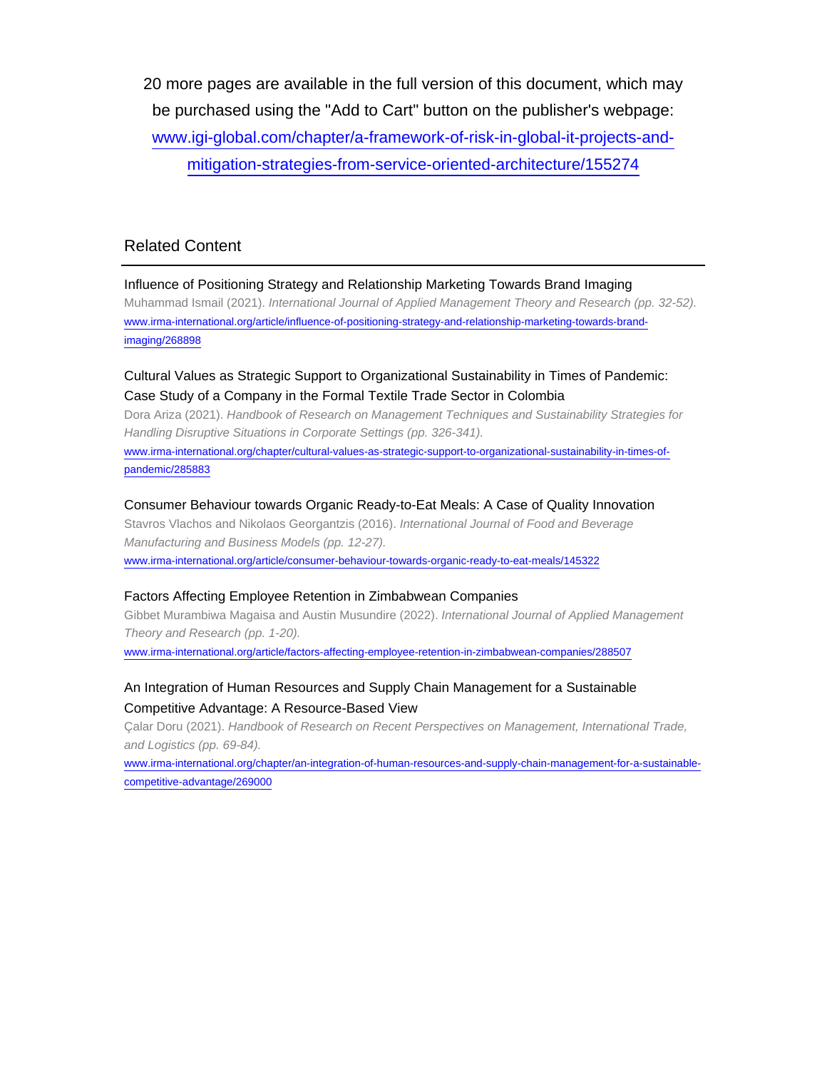20 more pages are available in the full version of this document, which may be purchased using the "Add to Cart" button on the publisher's webpage: www.igi-global.com/chapter/a-framework-of-risk-in-global-it-projects-and-mitigation-strategies-from-service-oriented-architecture/155274

## Related Content

Influence of Positioning Strategy and Relationship Marketing Towards Brand Imaging
Muhammad Ismail (2021). *International Journal of Applied Management Theory and Research (pp. 32-52).*
www.irma-international.org/article/influence-of-positioning-strategy-and-relationship-marketing-towards-brand-imaging/268898

Cultural Values as Strategic Support to Organizational Sustainability in Times of Pandemic: Case Study of a Company in the Formal Textile Trade Sector in Colombia
Dora Ariza (2021). *Handbook of Research on Management Techniques and Sustainability Strategies for Handling Disruptive Situations in Corporate Settings (pp. 326-341).*
www.irma-international.org/chapter/cultural-values-as-strategic-support-to-organizational-sustainability-in-times-of-pandemic/285883

Consumer Behaviour towards Organic Ready-to-Eat Meals: A Case of Quality Innovation
Stavros Vlachos and Nikolaos Georgantzis (2016). *International Journal of Food and Beverage Manufacturing and Business Models (pp. 12-27).*
www.irma-international.org/article/consumer-behaviour-towards-organic-ready-to-eat-meals/145322

Factors Affecting Employee Retention in Zimbabwean Companies
Gibbet Murambiwa Magaisa and Austin Musundire (2022). *International Journal of Applied Management Theory and Research (pp. 1-20).*
www.irma-international.org/article/factors-affecting-employee-retention-in-zimbabwean-companies/288507

An Integration of Human Resources and Supply Chain Management for a Sustainable Competitive Advantage: A Resource-Based View
Çalar Doru (2021). *Handbook of Research on Recent Perspectives on Management, International Trade, and Logistics (pp. 69-84).*
www.irma-international.org/chapter/an-integration-of-human-resources-and-supply-chain-management-for-a-sustainable-competitive-advantage/269000